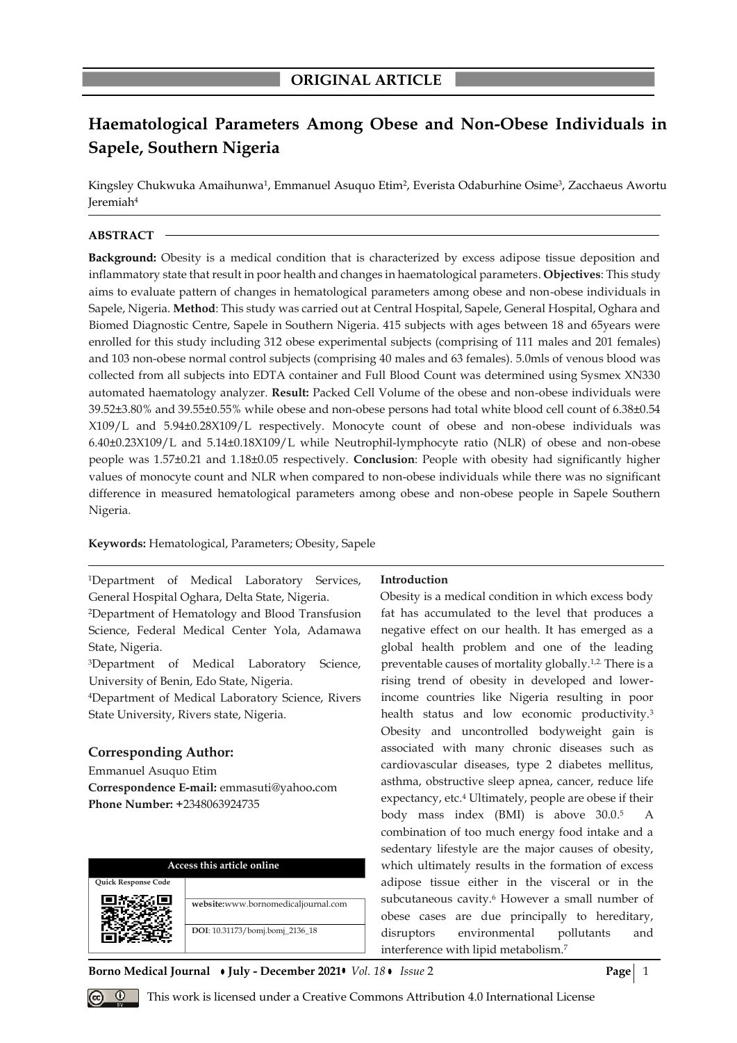ORIGINAL ARTICLE

# Haematological Parameters Among Obese and Non-Obese Individuals in Sapele, Southern Nigeria

Kingsley Chukwuka Amaihunwa[1], Emmanuel Asuquo Etim[2], Everista Odaburhine Osime[3], Zacchaeus Awortu Jeremiah[4]

## ABSTRACT

**Background:** Obesity is a medical condition that is characterized by excess adipose tissue deposition and inflammatory state that result in poor health and changes in haematological parameters. **Objectives**: This study aims to evaluate pattern of changes in hematological parameters among obese and non-obese individuals in Sapele, Nigeria. **Method**: This study was carried out at Central Hospital, Sapele, General Hospital, Oghara and Biomed Diagnostic Centre, Sapele in Southern Nigeria. 415 subjects with ages between 18 and 65years were enrolled for this study including 312 obese experimental subjects (comprising of 111 males and 201 females) and 103 non-obese normal control subjects (comprising 40 males and 63 females). 5.0mls of venous blood was collected from all subjects into EDTA container and Full Blood Count was determined using Sysmex XN330 automated haematology analyzer. **Result:** Packed Cell Volume of the obese and non-obese individuals were 39.52±3.80% and 39.55±0.55% while obese and non-obese persons had total white blood cell count of 6.38±0.54 X109/L and 5.94±0.28X109/L respectively. Monocyte count of obese and non-obese individuals was 6.40±0.23X109/L and 5.14±0.18X109/L while Neutrophil-lymphocyte ratio (NLR) of obese and non-obese people was 1.57±0.21 and 1.18±0.05 respectively. **Conclusion**: People with obesity had significantly higher values of monocyte count and NLR when compared to non-obese individuals while there was no significant difference in measured hematological parameters among obese and non-obese people in Sapele Southern Nigeria.

**Keywords:** Hematological, Parameters; Obesity, Sapele

[1]Department of Medical Laboratory Services, General Hospital Oghara, Delta State, Nigeria.
[2]Department of Hematology and Blood Transfusion Science, Federal Medical Center Yola, Adamawa State, Nigeria.
[3]Department of Medical Laboratory Science, University of Benin, Edo State, Nigeria.
[4]Department of Medical Laboratory Science, Rivers State University, Rivers state, Nigeria.

### Corresponding Author:

Emmanuel Asuquo Etim
**Correspondence E-mail:** emmasuti@yahoo.com
**Phone Number:** +2348063924735

| Access this article online | |
|---|---|
| Quick Response Code | website:www.bornomedicaljournal.com |
| | DOI: 10.31173/bomj.bomj_2136_18 |

## Introduction

Obesity is a medical condition in which excess body fat has accumulated to the level that produces a negative effect on our health. It has emerged as a global health problem and one of the leading preventable causes of mortality globally.[1,2] There is a rising trend of obesity in developed and lower-income countries like Nigeria resulting in poor health status and low economic productivity.[3] Obesity and uncontrolled bodyweight gain is associated with many chronic diseases such as cardiovascular diseases, type 2 diabetes mellitus, asthma, obstructive sleep apnea, cancer, reduce life expectancy, etc.[4] Ultimately, people are obese if their body mass index (BMI) is above 30.0.[5] A combination of too much energy food intake and a sedentary lifestyle are the major causes of obesity, which ultimately results in the formation of excess adipose tissue either in the visceral or in the subcutaneous cavity.[6] However a small number of obese cases are due principally to hereditary, disruptors environmental pollutants and interference with lipid metabolism.[7]

This work is licensed under a Creative Commons Attribution 4.0 International License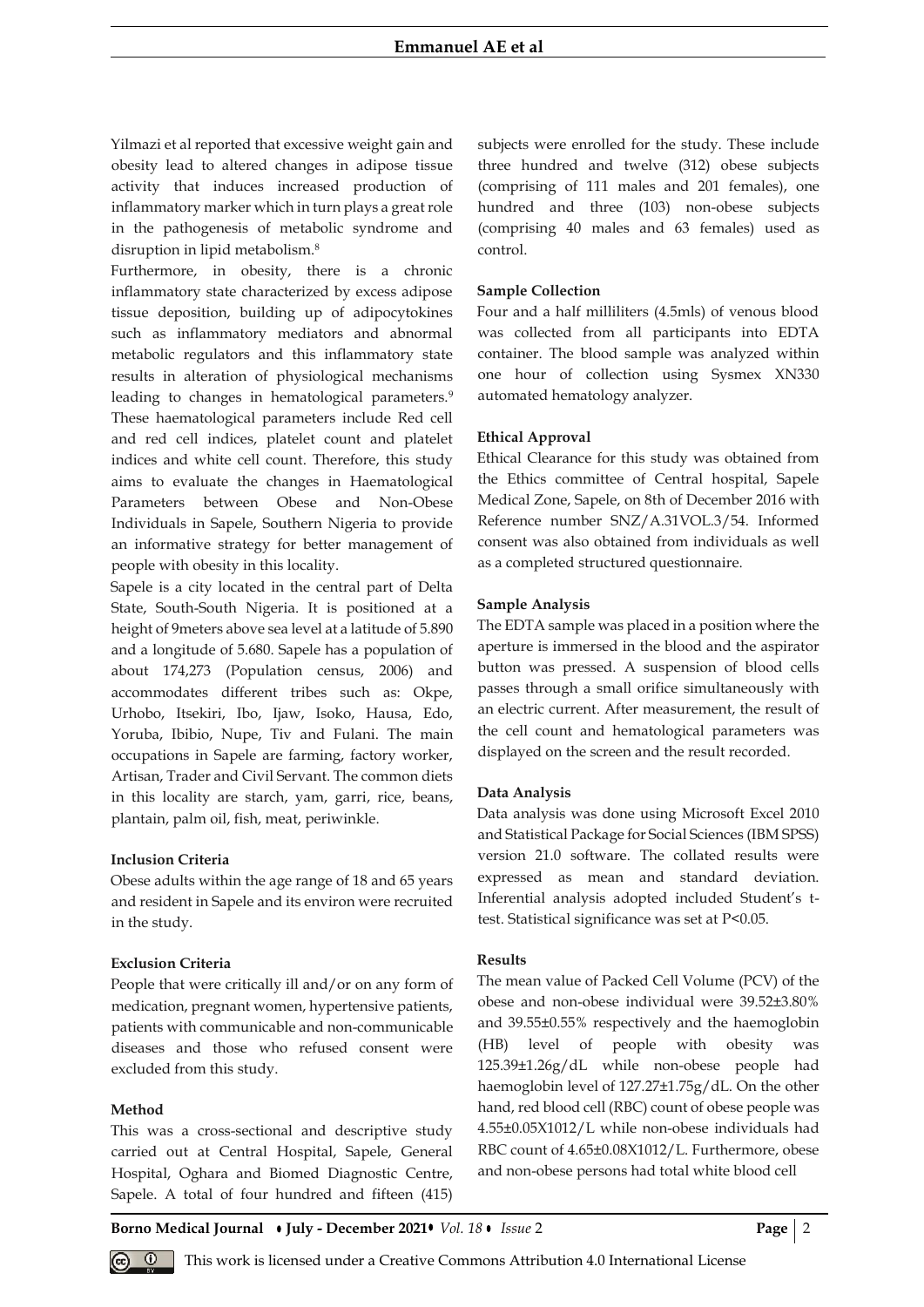Yilmazi et al reported that excessive weight gain and obesity lead to altered changes in adipose tissue activity that induces increased production of inflammatory marker which in turn plays a great role in the pathogenesis of metabolic syndrome and disruption in lipid metabolism.[8]

Furthermore, in obesity, there is a chronic inflammatory state characterized by excess adipose tissue deposition, building up of adipocytokines such as inflammatory mediators and abnormal metabolic regulators and this inflammatory state results in alteration of physiological mechanisms leading to changes in hematological parameters.[9] These haematological parameters include Red cell and red cell indices, platelet count and platelet indices and white cell count. Therefore, this study aims to evaluate the changes in Haematological Parameters between Obese and Non-Obese Individuals in Sapele, Southern Nigeria to provide an informative strategy for better management of people with obesity in this locality.

Sapele is a city located in the central part of Delta State, South-South Nigeria. It is positioned at a height of 9meters above sea level at a latitude of 5.890 and a longitude of 5.680. Sapele has a population of about 174,273 (Population census, 2006) and accommodates different tribes such as: Okpe, Urhobo, Itsekiri, Ibo, Ijaw, Isoko, Hausa, Edo, Yoruba, Ibibio, Nupe, Tiv and Fulani. The main occupations in Sapele are farming, factory worker, Artisan, Trader and Civil Servant. The common diets in this locality are starch, yam, garri, rice, beans, plantain, palm oil, fish, meat, periwinkle.

### Inclusion Criteria

Obese adults within the age range of 18 and 65 years and resident in Sapele and its environ were recruited in the study.

### Exclusion Criteria

People that were critically ill and/or on any form of medication, pregnant women, hypertensive patients, patients with communicable and non-communicable diseases and those who refused consent were excluded from this study.

### Method

This was a cross-sectional and descriptive study carried out at Central Hospital, Sapele, General Hospital, Oghara and Biomed Diagnostic Centre, Sapele. A total of four hundred and fifteen (415) subjects were enrolled for the study. These include three hundred and twelve (312) obese subjects (comprising of 111 males and 201 females), one hundred and three (103) non-obese subjects (comprising 40 males and 63 females) used as control.

### Sample Collection

Four and a half milliliters (4.5mls) of venous blood was collected from all participants into EDTA container. The blood sample was analyzed within one hour of collection using Sysmex XN330 automated hematology analyzer.

### Ethical Approval

Ethical Clearance for this study was obtained from the Ethics committee of Central hospital, Sapele Medical Zone, Sapele, on 8th of December 2016 with Reference number SNZ/A.31VOL.3/54. Informed consent was also obtained from individuals as well as a completed structured questionnaire.

### Sample Analysis

The EDTA sample was placed in a position where the aperture is immersed in the blood and the aspirator button was pressed. A suspension of blood cells passes through a small orifice simultaneously with an electric current. After measurement, the result of the cell count and hematological parameters was displayed on the screen and the result recorded.

### Data Analysis

Data analysis was done using Microsoft Excel 2010 and Statistical Package for Social Sciences (IBM SPSS) version 21.0 software. The collated results were expressed as mean and standard deviation. Inferential analysis adopted included Student's t-test. Statistical significance was set at $P<0.05$.

### Results

The mean value of Packed Cell Volume (PCV) of the obese and non-obese individual were 39.52±3.80% and 39.55±0.55% respectively and the haemoglobin (HB) level of people with obesity was 125.39±1.26g/dL while non-obese people had haemoglobin level of 127.27±1.75g/dL. On the other hand, red blood cell (RBC) count of obese people was 4.55±0.05X1012/L while non-obese individuals had RBC count of 4.65±0.08X1012/L. Furthermore, obese and non-obese persons had total white blood cell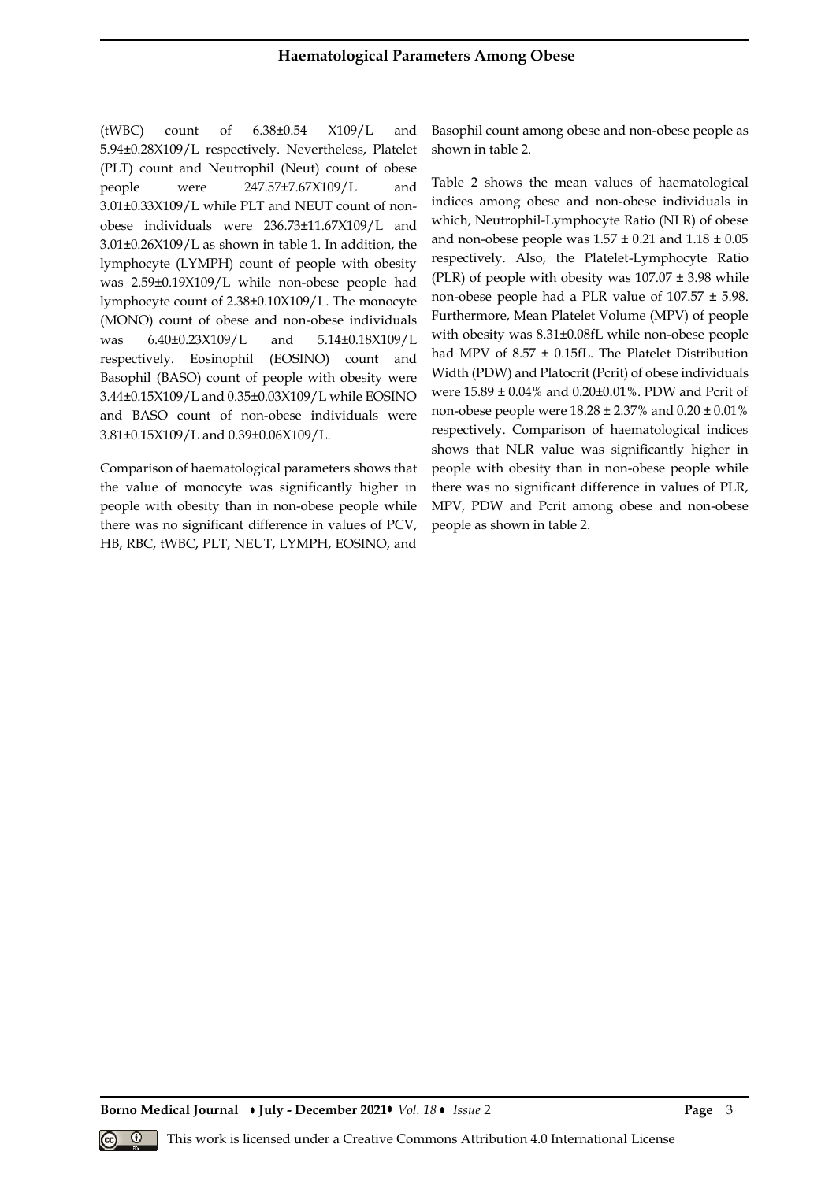(tWBC) count of 6.38±0.54 X109/L and 5.94±0.28X109/L respectively. Nevertheless, Platelet (PLT) count and Neutrophil (Neut) count of obese people were 247.57±7.67X109/L and 3.01±0.33X109/L while PLT and NEUT count of non-obese individuals were 236.73±11.67X109/L and 3.01±0.26X109/L as shown in table 1. In addition, the lymphocyte (LYMPH) count of people with obesity was 2.59±0.19X109/L while non-obese people had lymphocyte count of 2.38±0.10X109/L. The monocyte (MONO) count of obese and non-obese individuals was 6.40±0.23X109/L and 5.14±0.18X109/L respectively. Eosinophil (EOSINO) count and Basophil (BASO) count of people with obesity were 3.44±0.15X109/L and 0.35±0.03X109/L while EOSINO and BASO count of non-obese individuals were 3.81±0.15X109/L and 0.39±0.06X109/L.

Comparison of haematological parameters shows that the value of monocyte was significantly higher in people with obesity than in non-obese people while there was no significant difference in values of PCV, HB, RBC, tWBC, PLT, NEUT, LYMPH, EOSINO, and Basophil count among obese and non-obese people as shown in table 2.

Table 2 shows the mean values of haematological indices among obese and non-obese individuals in which, Neutrophil-Lymphocyte Ratio (NLR) of obese and non-obese people was 1.57 ± 0.21 and 1.18 ± 0.05 respectively. Also, the Platelet-Lymphocyte Ratio (PLR) of people with obesity was 107.07 ± 3.98 while non-obese people had a PLR value of 107.57 ± 5.98. Furthermore, Mean Platelet Volume (MPV) of people with obesity was 8.31±0.08fL while non-obese people had MPV of 8.57 ± 0.15fL. The Platelet Distribution Width (PDW) and Platocrit (Pcrit) of obese individuals were 15.89 ± 0.04% and 0.20±0.01%. PDW and Pcrit of non-obese people were 18.28 ± 2.37% and 0.20 ± 0.01% respectively. Comparison of haematological indices shows that NLR value was significantly higher in people with obesity than in non-obese people while there was no significant difference in values of PLR, MPV, PDW and Pcrit among obese and non-obese people as shown in table 2.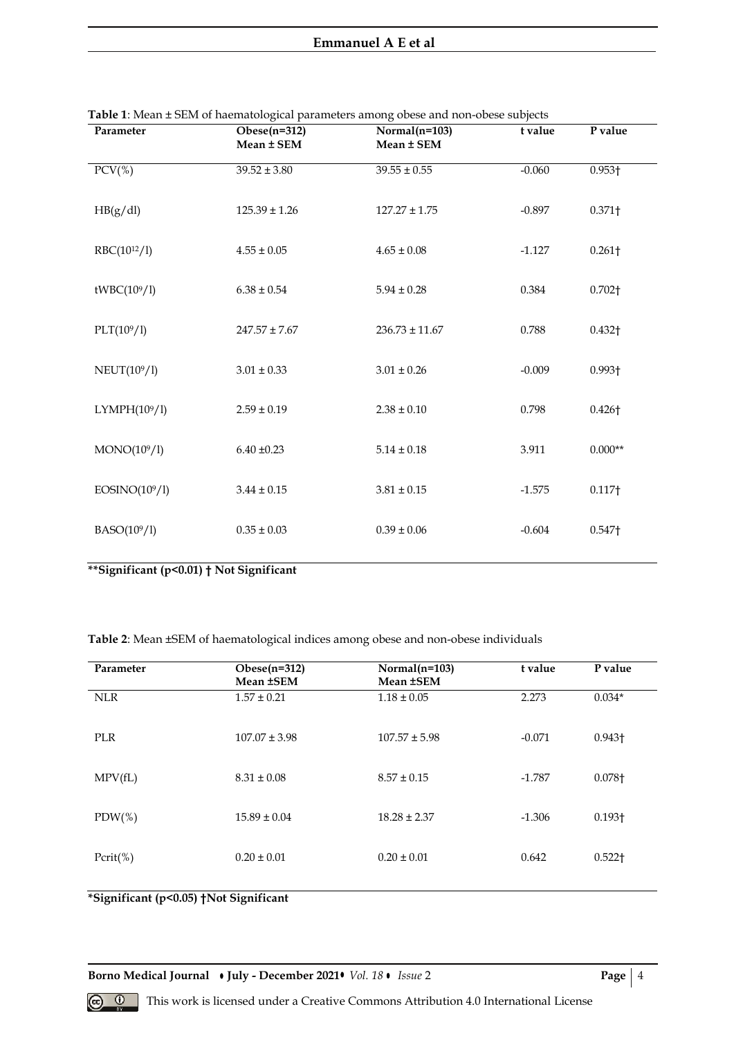**Table 1**: Mean ± SEM of haematological parameters among obese and non-obese subjects

| Parameter | Obese(n=312) Mean ± SEM | Normal(n=103) Mean ± SEM | t value | P value |
|---|---|---|---|---|
| PCV(%) | 39.52 ± 3.80 | 39.55 ± 0.55 | -0.060 | 0.953† |
| HB(g/dl) | 125.39 ± 1.26 | 127.27 ± 1.75 | -0.897 | 0.371† |
| RBC($10^{12}$/l) | 4.55 ± 0.05 | 4.65 ± 0.08 | -1.127 | 0.261† |
| tWBC($10^{9}$/l) | 6.38 ± 0.54 | 5.94 ± 0.28 | 0.384 | 0.702† |
| PLT($10^{9}$/l) | 247.57 ± 7.67 | 236.73 ± 11.67 | 0.788 | 0.432† |
| NEUT($10^{9}$/l) | 3.01 ± 0.33 | 3.01 ± 0.26 | -0.009 | 0.993† |
| LYMPH($10^{9}$/l) | 2.59 ± 0.19 | 2.38 ± 0.10 | 0.798 | 0.426† |
| MONO($10^{9}$/l) | 6.40 ±0.23 | 5.14 ± 0.18 | 3.911 | 0.000** |
| EOSINO($10^{9}$/l) | 3.44 ± 0.15 | 3.81 ± 0.15 | -1.575 | 0.117† |
| BASO($10^{9}$/l) | 0.35 ± 0.03 | 0.39 ± 0.06 | -0.604 | 0.547† |

**Significant (p<0.01) † Not Significant**

**Table 2**: Mean ±SEM of haematological indices among obese and non-obese individuals

| Parameter | Obese(n=312) Mean ±SEM | Normal(n=103) Mean ±SEM | t value | P value |
|---|---|---|---|---|
| NLR | 1.57 ± 0.21 | 1.18 ± 0.05 | 2.273 | 0.034* |
| PLR | 107.07 ± 3.98 | 107.57 ± 5.98 | -0.071 | 0.943† |
| MPV(fL) | 8.31 ± 0.08 | 8.57 ± 0.15 | -1.787 | 0.078† |
| PDW(%) | 15.89 ± 0.04 | 18.28 ± 2.37 | -1.306 | 0.193† |
| Pcrit(%) | 0.20 ± 0.01 | 0.20 ± 0.01 | 0.642 | 0.522† |

***Significant (p<0.05) †Not Significant**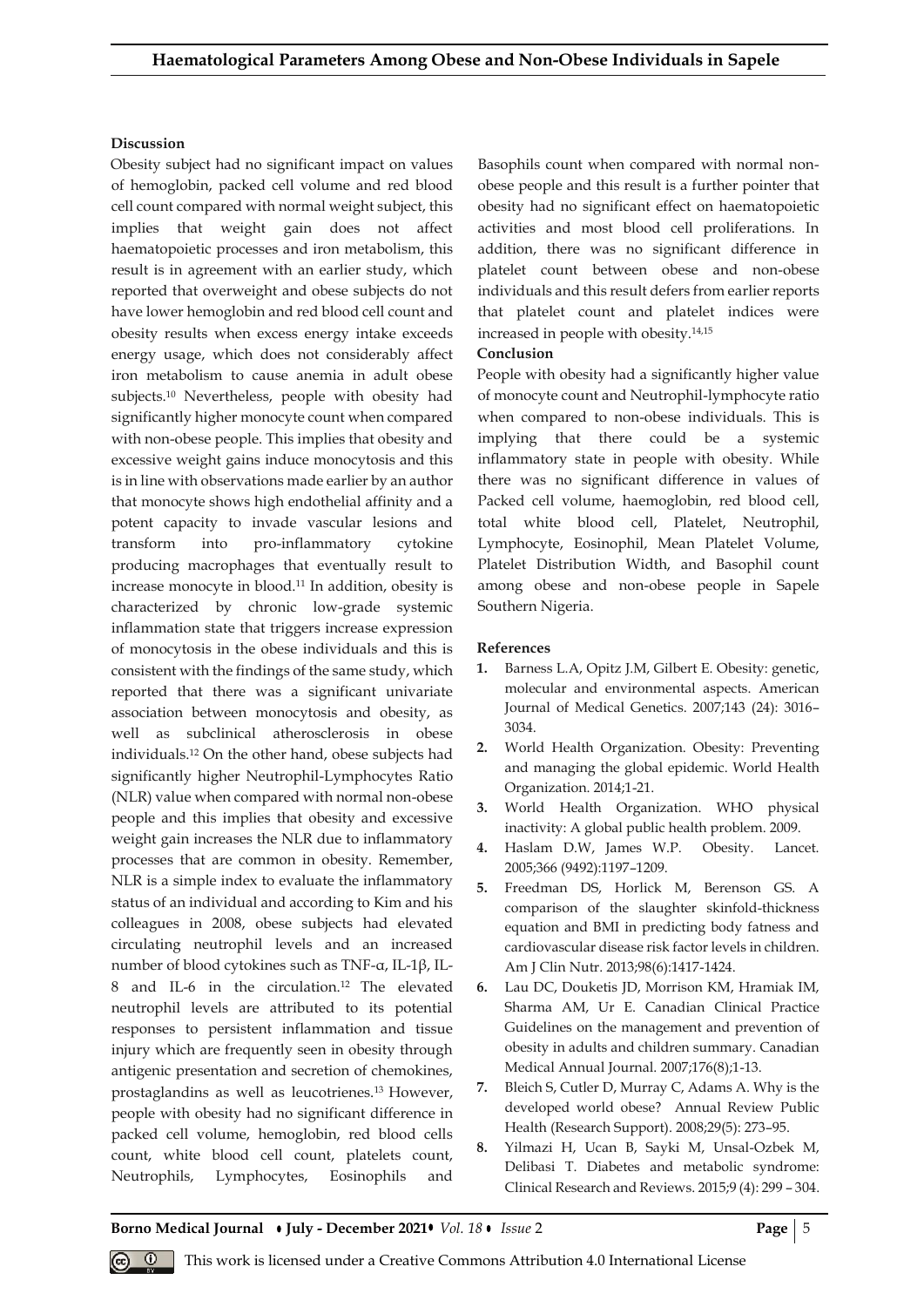## Discussion

Obesity subject had no significant impact on values of hemoglobin, packed cell volume and red blood cell count compared with normal weight subject, this implies that weight gain does not affect haematopoietic processes and iron metabolism, this result is in agreement with an earlier study, which reported that overweight and obese subjects do not have lower hemoglobin and red blood cell count and obesity results when excess energy intake exceeds energy usage, which does not considerably affect iron metabolism to cause anemia in adult obese subjects.[10] Nevertheless, people with obesity had significantly higher monocyte count when compared with non-obese people. This implies that obesity and excessive weight gains induce monocytosis and this is in line with observations made earlier by an author that monocyte shows high endothelial affinity and a potent capacity to invade vascular lesions and transform into pro-inflammatory cytokine producing macrophages that eventually result to increase monocyte in blood.[11] In addition, obesity is characterized by chronic low-grade systemic inflammation state that triggers increase expression of monocytosis in the obese individuals and this is consistent with the findings of the same study, which reported that there was a significant univariate association between monocytosis and obesity, as well as subclinical atherosclerosis in obese individuals.[12] On the other hand, obese subjects had significantly higher Neutrophil-Lymphocytes Ratio (NLR) value when compared with normal non-obese people and this implies that obesity and excessive weight gain increases the NLR due to inflammatory processes that are common in obesity. Remember, NLR is a simple index to evaluate the inflammatory status of an individual and according to Kim and his colleagues in 2008, obese subjects had elevated circulating neutrophil levels and an increased number of blood cytokines such as TNF-α, IL-1β, IL-8 and IL-6 in the circulation.[12] The elevated neutrophil levels are attributed to its potential responses to persistent inflammation and tissue injury which are frequently seen in obesity through antigenic presentation and secretion of chemokines, prostaglandins as well as leucotrienes.[13] However, people with obesity had no significant difference in packed cell volume, hemoglobin, red blood cells count, white blood cell count, platelets count, Neutrophils, Lymphocytes, Eosinophils and Basophils count when compared with normal non-obese people and this result is a further pointer that obesity had no significant effect on haematopoietic activities and most blood cell proliferations. In addition, there was no significant difference in platelet count between obese and non-obese individuals and this result defers from earlier reports that platelet count and platelet indices were increased in people with obesity.[14,15]

## Conclusion

People with obesity had a significantly higher value of monocyte count and Neutrophil-lymphocyte ratio when compared to non-obese individuals. This is implying that there could be a systemic inflammatory state in people with obesity. While there was no significant difference in values of Packed cell volume, haemoglobin, red blood cell, total white blood cell, Platelet, Neutrophil, Lymphocyte, Eosinophil, Mean Platelet Volume, Platelet Distribution Width, and Basophil count among obese and non-obese people in Sapele Southern Nigeria.

## References

1. Barness L.A, Opitz J.M, Gilbert E. Obesity: genetic, molecular and environmental aspects. American Journal of Medical Genetics. 2007;143 (24): 3016–3034.
2. World Health Organization. Obesity: Preventing and managing the global epidemic. World Health Organization. 2014;1-21.
3. World Health Organization. WHO physical inactivity: A global public health problem. 2009.
4. Haslam D.W, James W.P. Obesity. Lancet. 2005;366 (9492):1197–1209.
5. Freedman DS, Horlick M, Berenson GS. A comparison of the slaughter skinfold-thickness equation and BMI in predicting body fatness and cardiovascular disease risk factor levels in children. Am J Clin Nutr. 2013;98(6):1417-1424.
6. Lau DC, Douketis JD, Morrison KM, Hramiak IM, Sharma AM, Ur E. Canadian Clinical Practice Guidelines on the management and prevention of obesity in adults and children summary. Canadian Medical Annual Journal. 2007;176(8);1-13.
7. Bleich S, Cutler D, Murray C, Adams A. Why is the developed world obese? Annual Review Public Health (Research Support). 2008;29(5): 273–95.
8. Yilmazi H, Ucan B, Sayki M, Unsal-Ozbek M, Delibasi T. Diabetes and metabolic syndrome: Clinical Research and Reviews. 2015;9 (4): 299 – 304.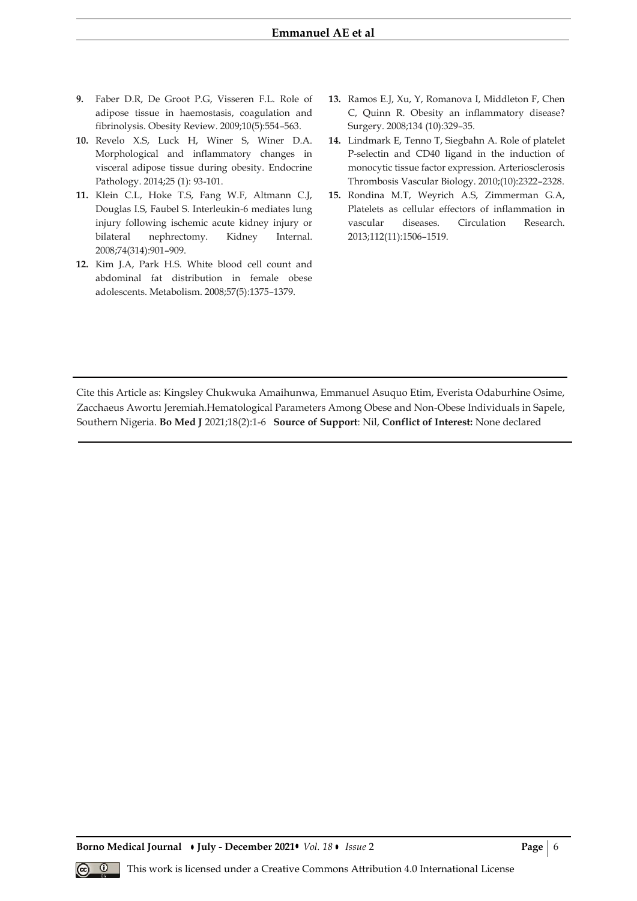9. Faber D.R, De Groot P.G, Visseren F.L. Role of adipose tissue in haemostasis, coagulation and fibrinolysis. Obesity Review. 2009;10(5):554–563.
10. Revelo X.S, Luck H, Winer S, Winer D.A. Morphological and inflammatory changes in visceral adipose tissue during obesity. Endocrine Pathology. 2014;25 (1): 93-101.
11. Klein C.L, Hoke T.S, Fang W.F, Altmann C.J, Douglas I.S, Faubel S. Interleukin-6 mediates lung injury following ischemic acute kidney injury or bilateral nephrectomy. Kidney Internal. 2008;74(314):901–909.
12. Kim J.A, Park H.S. White blood cell count and abdominal fat distribution in female obese adolescents. Metabolism. 2008;57(5):1375–1379.
13. Ramos E.J, Xu, Y, Romanova I, Middleton F, Chen C, Quinn R. Obesity an inflammatory disease? Surgery. 2008;134 (10):329–35.
14. Lindmark E, Tenno T, Siegbahn A. Role of platelet P-selectin and CD40 ligand in the induction of monocytic tissue factor expression. Arteriosclerosis Thrombosis Vascular Biology. 2010;(10):2322–2328.
15. Rondina M.T, Weyrich A.S, Zimmerman G.A, Platelets as cellular effectors of inflammation in vascular diseases. Circulation Research. 2013;112(11):1506–1519.

---

Cite this Article as: Kingsley Chukwuka Amaihunwa, Emmanuel Asuquo Etim, Everista Odaburhine Osime, Zacchaeus Awortu Jeremiah.Hematological Parameters Among Obese and Non-Obese Individuals in Sapele, Southern Nigeria. **Bo Med J** 2021;18(2):1-6 **Source of Support**: Nil, **Conflict of Interest:** None declared

---

This work is licensed under a Creative Commons Attribution 4.0 International License